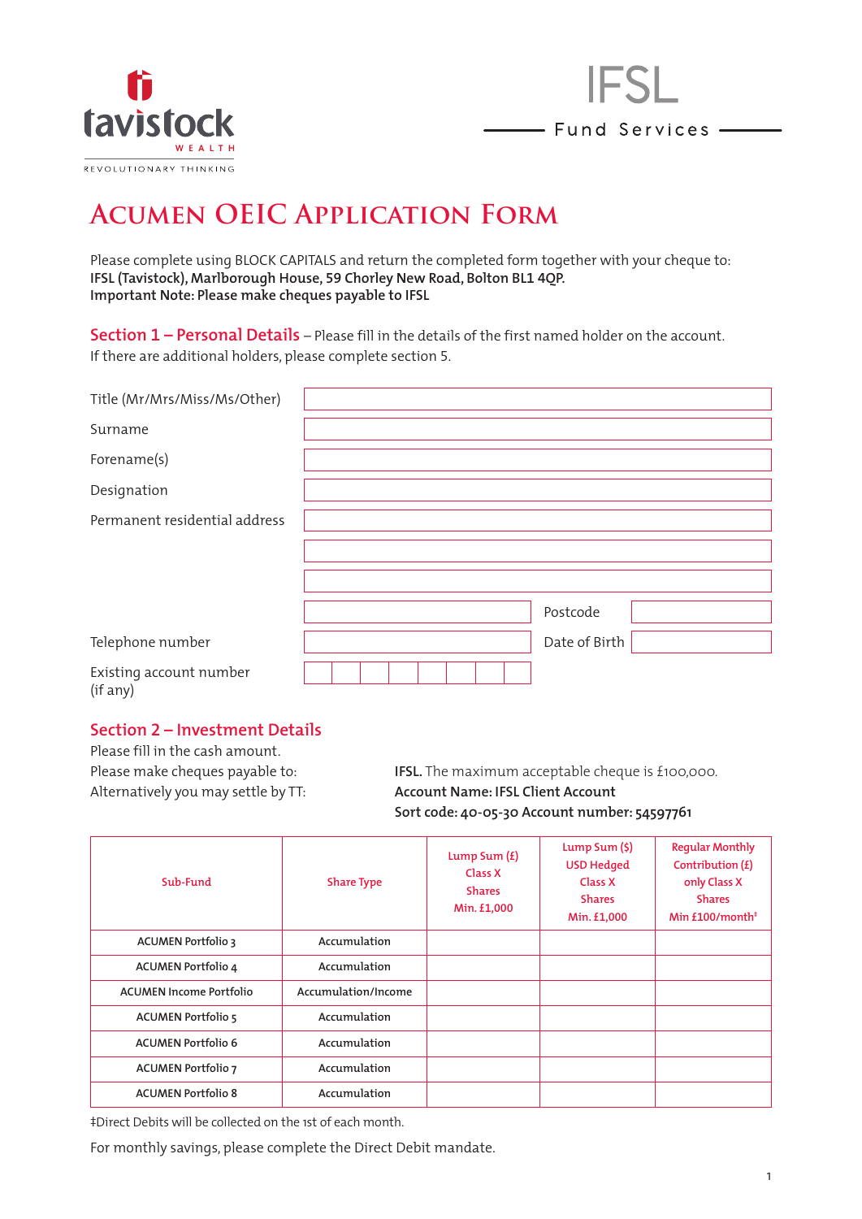tavistock WEALTH

REVOLUTIONARY THINKING

IFSL Fund Services

# ACUMEN OEIC APPLICATION FORM

Please complete using BLOCK CAPITALS and return the completed form together with your cheque to:
**IFSL (Tavistock), Marlborough House, 59 Chorley New Road, Bolton BL1 4QP.**
**Important Note: Please make cheques payable to IFSL**

## Section 1 – Personal Details

– Please fill in the details of the first named holder on the account. If there are additional holders, please complete section 5.

| | |
|---|---|
| Title (Mr/Mrs/Miss/Ms/Other) | |
| Surname | |
| Forename(s) | |
| Designation | |
| Permanent residential address | |
| | |
| | |
| | Postcode |
| Telephone number | Date of Birth |
| Existing account number (if any) | |

## Section 2 – Investment Details

Please fill in the cash amount.

Please make cheques payable to: **IFSL.** The maximum acceptable cheque is £100,000.

Alternatively you may settle by TT: **Account Name: IFSL Client Account**
**Sort code: 40-05-30 Account number: 54597761**

| Sub-Fund | Share Type | Lump Sum (£) Class X Shares Min. £1,000 | Lump Sum ($) USD Hedged Class X Shares Min. £1,000 | Regular Monthly Contribution (£) only Class X Shares Min £100/month‡ |
|---|---|---|---|---|
| ACUMEN Portfolio 3 | Accumulation | | | |
| ACUMEN Portfolio 4 | Accumulation | | | |
| ACUMEN Income Portfolio | Accumulation/Income | | | |
| ACUMEN Portfolio 5 | Accumulation | | | |
| ACUMEN Portfolio 6 | Accumulation | | | |
| ACUMEN Portfolio 7 | Accumulation | | | |
| ACUMEN Portfolio 8 | Accumulation | | | |

‡Direct Debits will be collected on the 1st of each month.

For monthly savings, please complete the Direct Debit mandate.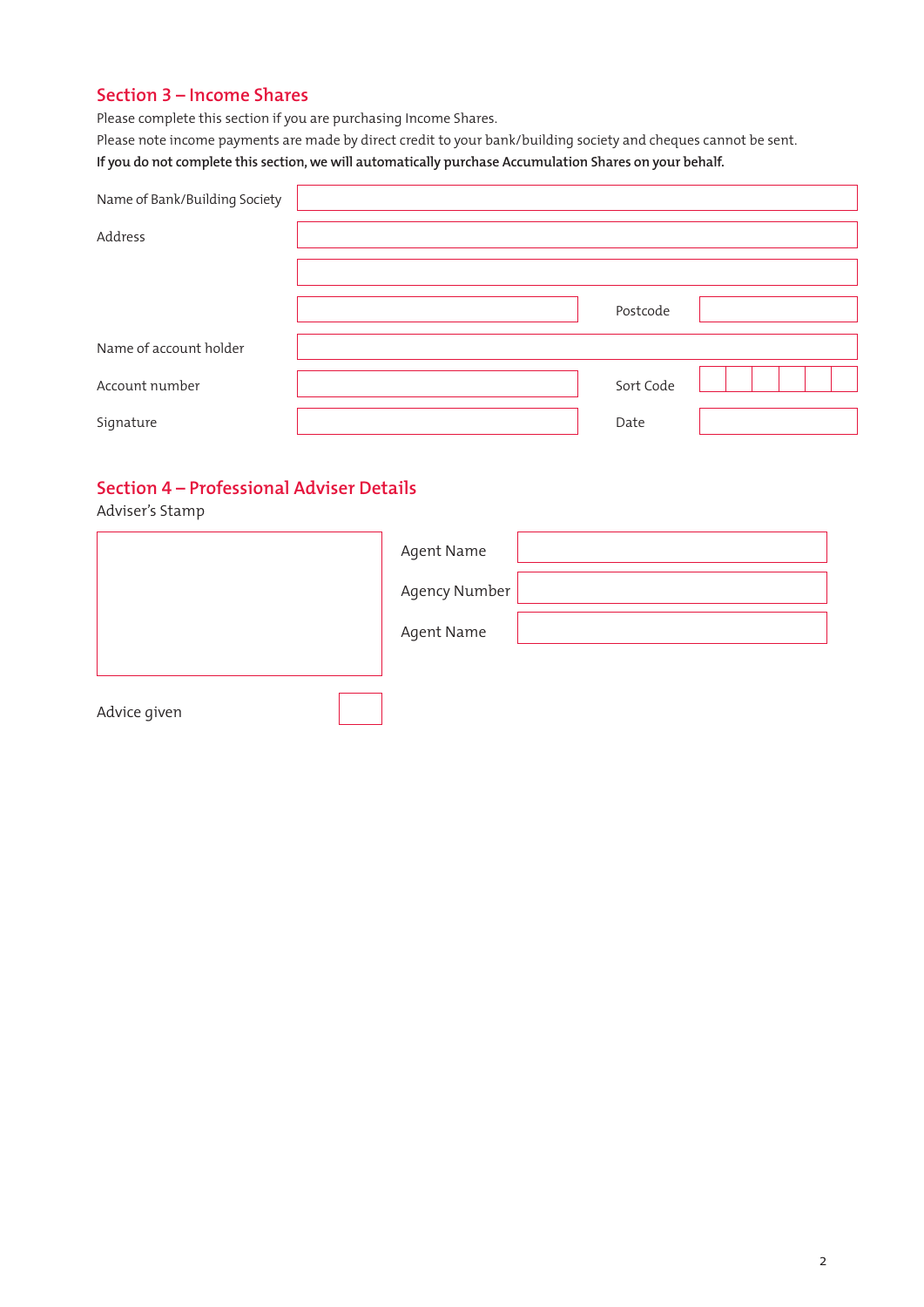## Section 3 – Income Shares

Please complete this section if you are purchasing Income Shares.

Please note income payments are made by direct credit to your bank/building society and cheques cannot be sent.

**If you do not complete this section, we will automatically purchase Accumulation Shares on your behalf.**

| | | | |
|---|---|---|---|
| Name of Bank/Building Society | | | |
| Address | | | |
| | | | |
| | | Postcode | |
| Name of account holder | | | |
| Account number | | Sort Code | |
| Signature | | Date | |

## Section 4 – Professional Adviser Details

Adviser's Stamp

| | |
|---|---|
| Agent Name | |
| Agency Number | |
| Agent Name | |

Advice given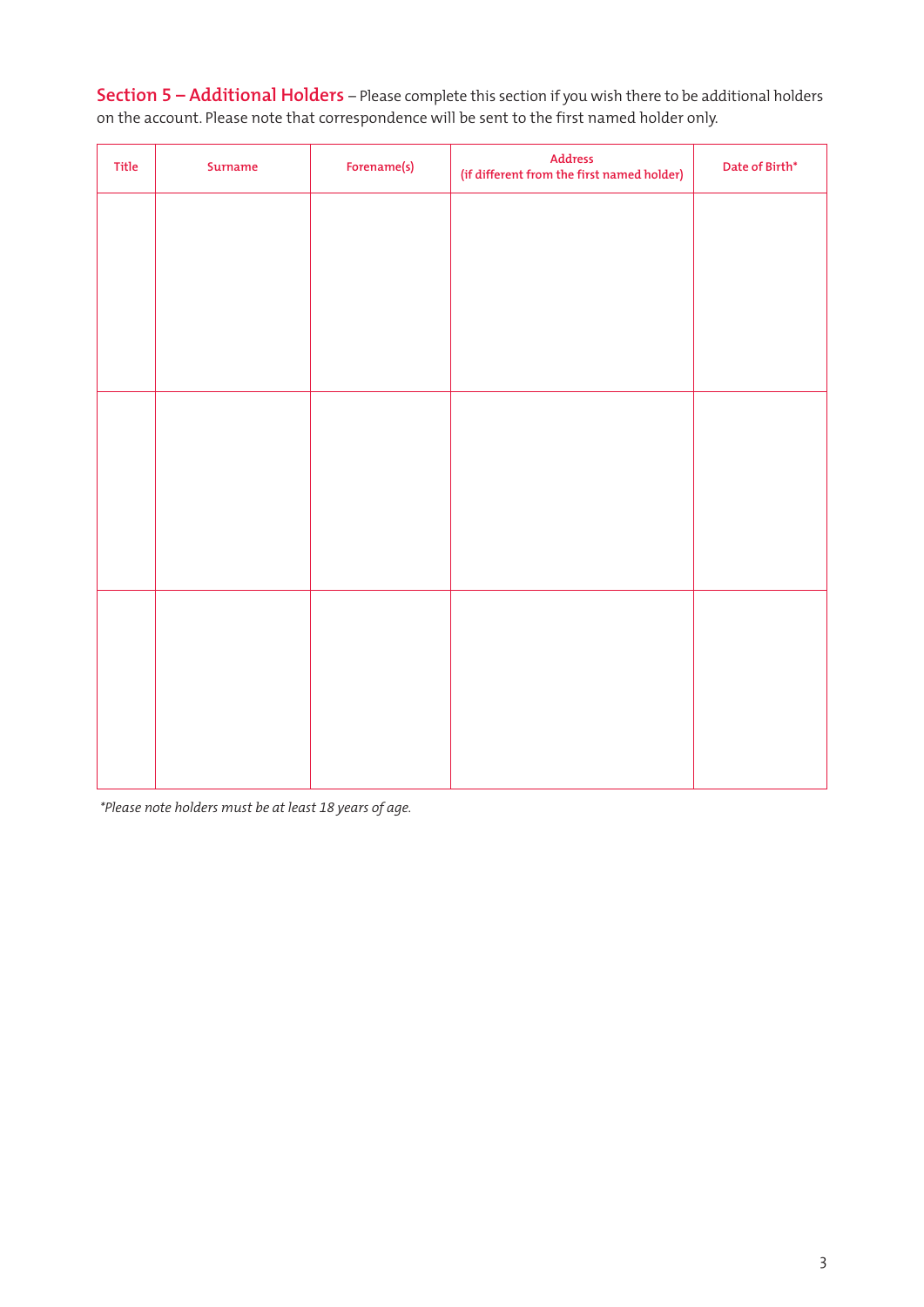**Section 5 – Additional Holders** – Please complete this section if you wish there to be additional holders on the account. Please note that correspondence will be sent to the first named holder only.

| Title | Surname | Forename(s) | Address (if different from the first named holder) | Date of Birth* |
|---|---|---|---|---|
| | | | | |
| | | | | |
| | | | | |

*\*Please note holders must be at least 18 years of age.*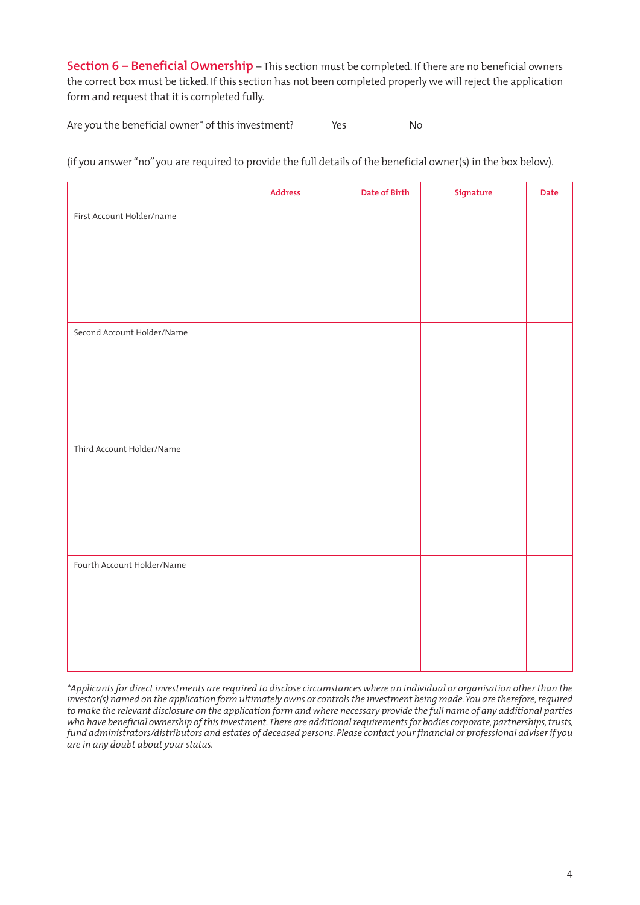**Section 6 – Beneficial Ownership** – This section must be completed. If there are no beneficial owners the correct box must be ticked. If this section has not been completed properly we will reject the application form and request that it is completed fully.

Are you the beneficial owner* of this investment? Yes ☐ No ☐

(if you answer "no" you are required to provide the full details of the beneficial owner(s) in the box below).

| | Address | Date of Birth | Signature | Date |
|---|---|---|---|---|
| First Account Holder/name | | | | |
| Second Account Holder/Name | | | | |
| Third Account Holder/Name | | | | |
| Fourth Account Holder/Name | | | | |

*\*Applicants for direct investments are required to disclose circumstances where an individual or organisation other than the investor(s) named on the application form ultimately owns or controls the investment being made. You are therefore, required to make the relevant disclosure on the application form and where necessary provide the full name of any additional parties who have beneficial ownership of this investment. There are additional requirements for bodies corporate, partnerships, trusts, fund administrators/distributors and estates of deceased persons. Please contact your financial or professional adviser if you are in any doubt about your status.*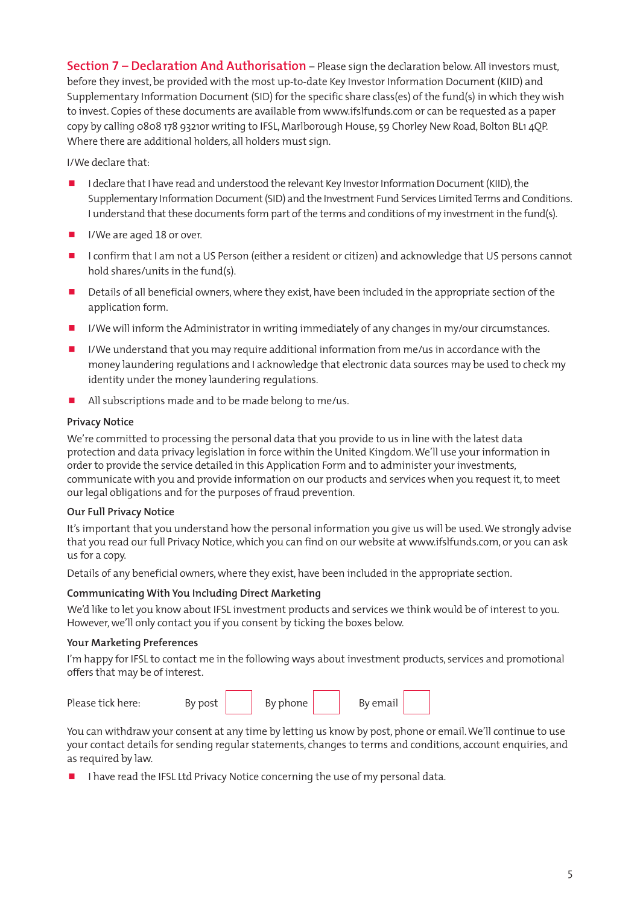## Section 7 – Declaration And Authorisation

– Please sign the declaration below. All investors must, before they invest, be provided with the most up-to-date Key Investor Information Document (KIID) and Supplementary Information Document (SID) for the specific share class(es) of the fund(s) in which they wish to invest. Copies of these documents are available from www.ifslfunds.com or can be requested as a paper copy by calling 0808 178 9321or writing to IFSL, Marlborough House, 59 Chorley New Road, Bolton BL1 4QP. Where there are additional holders, all holders must sign.

I/We declare that:

- I declare that I have read and understood the relevant Key Investor Information Document (KIID), the Supplementary Information Document (SID) and the Investment Fund Services Limited Terms and Conditions. I understand that these documents form part of the terms and conditions of my investment in the fund(s).
- I/We are aged 18 or over.
- I confirm that I am not a US Person (either a resident or citizen) and acknowledge that US persons cannot hold shares/units in the fund(s).
- Details of all beneficial owners, where they exist, have been included in the appropriate section of the application form.
- I/We will inform the Administrator in writing immediately of any changes in my/our circumstances.
- I/We understand that you may require additional information from me/us in accordance with the money laundering regulations and I acknowledge that electronic data sources may be used to check my identity under the money laundering regulations.
- All subscriptions made and to be made belong to me/us.

### Privacy Notice

We're committed to processing the personal data that you provide to us in line with the latest data protection and data privacy legislation in force within the United Kingdom. We'll use your information in order to provide the service detailed in this Application Form and to administer your investments, communicate with you and provide information on our products and services when you request it, to meet our legal obligations and for the purposes of fraud prevention.

### Our Full Privacy Notice

It's important that you understand how the personal information you give us will be used. We strongly advise that you read our full Privacy Notice, which you can find on our website at www.ifslfunds.com, or you can ask us for a copy.

Details of any beneficial owners, where they exist, have been included in the appropriate section.

### Communicating With You Including Direct Marketing

We'd like to let you know about IFSL investment products and services we think would be of interest to you. However, we'll only contact you if you consent by ticking the boxes below.

### Your Marketing Preferences

I'm happy for IFSL to contact me in the following ways about investment products, services and promotional offers that may be of interest.

Please tick here: By post ☐ By phone ☐ By email ☐

You can withdraw your consent at any time by letting us know by post, phone or email. We'll continue to use your contact details for sending regular statements, changes to terms and conditions, account enquiries, and as required by law.

- I have read the IFSL Ltd Privacy Notice concerning the use of my personal data.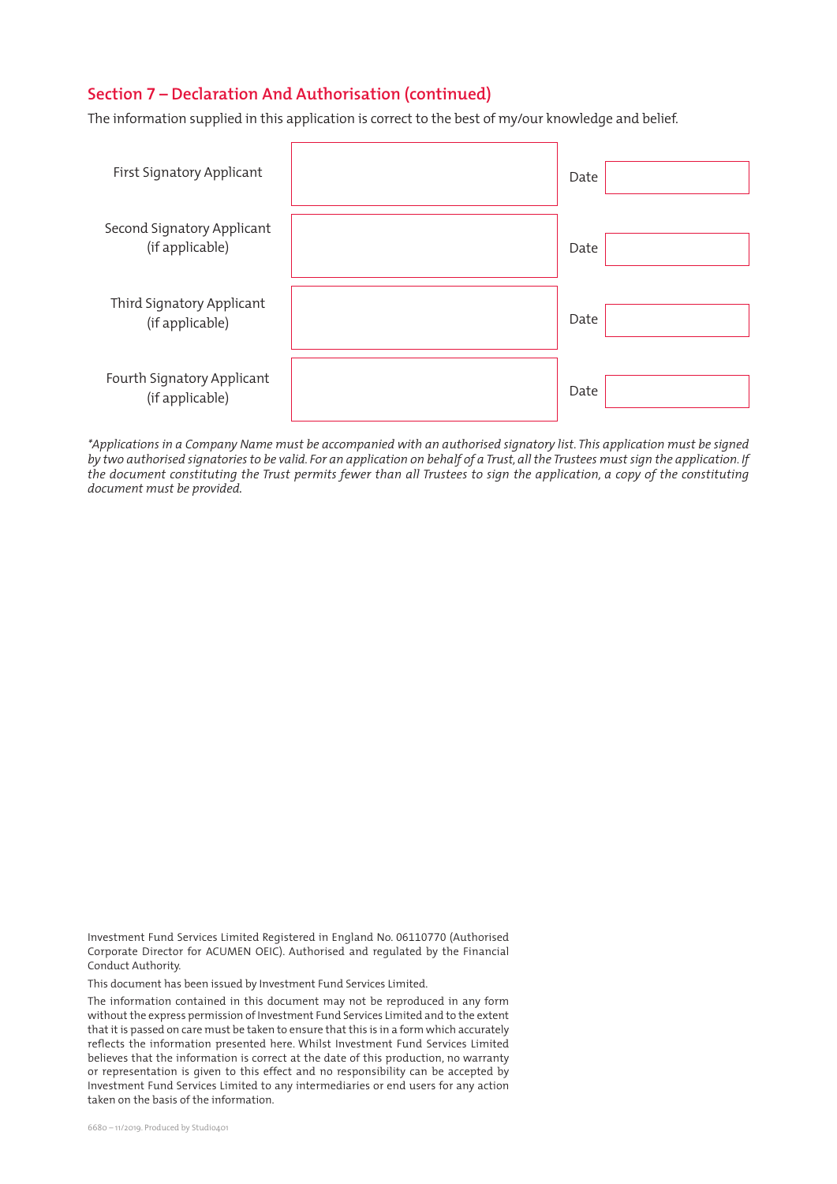## Section 7 – Declaration And Authorisation (continued)

The information supplied in this application is correct to the best of my/our knowledge and belief.

| | | | |
|---|---|---|---|
| First Signatory Applicant | | Date | |
| Second Signatory Applicant (if applicable) | | Date | |
| Third Signatory Applicant (if applicable) | | Date | |
| Fourth Signatory Applicant (if applicable) | | Date | |

*\*Applications in a Company Name must be accompanied with an authorised signatory list. This application must be signed by two authorised signatories to be valid. For an application on behalf of a Trust, all the Trustees must sign the application. If the document constituting the Trust permits fewer than all Trustees to sign the application, a copy of the constituting document must be provided.*

Investment Fund Services Limited Registered in England No. 06110770 (Authorised Corporate Director for ACUMEN OEIC). Authorised and regulated by the Financial Conduct Authority.

This document has been issued by Investment Fund Services Limited.

The information contained in this document may not be reproduced in any form without the express permission of Investment Fund Services Limited and to the extent that it is passed on care must be taken to ensure that this is in a form which accurately reflects the information presented here. Whilst Investment Fund Services Limited believes that the information is correct at the date of this production, no warranty or representation is given to this effect and no responsibility can be accepted by Investment Fund Services Limited to any intermediaries or end users for any action taken on the basis of the information.

6680 – 11/2019. Produced by Studio401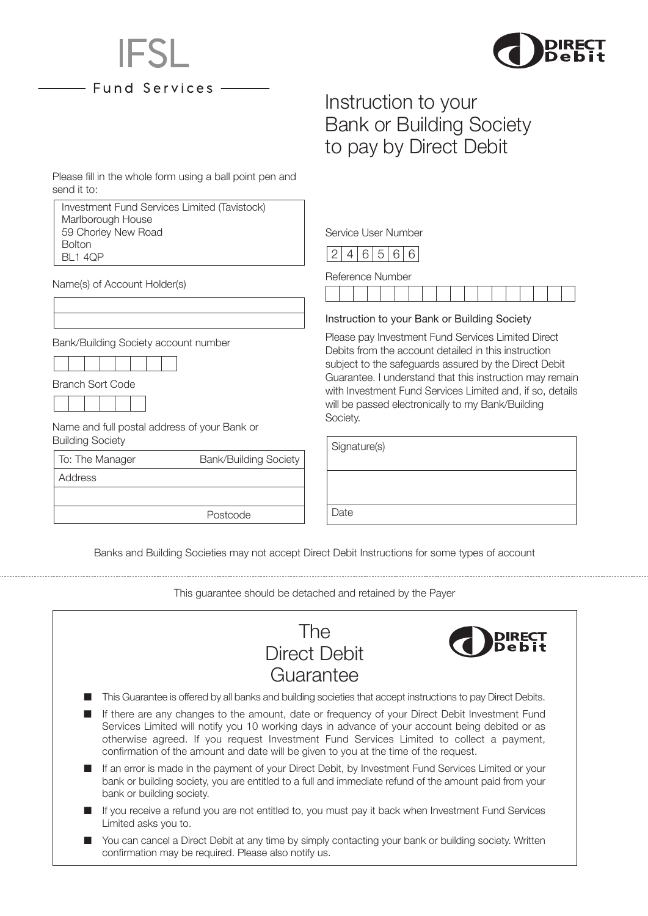IFSL

Fund Services

DIRECT Debit

# Instruction to your Bank or Building Society to pay by Direct Debit

Please fill in the whole form using a ball point pen and send it to:

Investment Fund Services Limited (Tavistock)
Marlborough House
59 Chorley New Road
Bolton
BL1 4QP

Name(s) of Account Holder(s)

Bank/Building Society account number

Branch Sort Code

Name and full postal address of your Bank or Building Society

To: The Manager Bank/Building Society

Address

Postcode

Service User Number

| 2 | 4 | 6 | 5 | 6 | 6 |
|---|---|---|---|---|---|

Reference Number

Instruction to your Bank or Building Society

Please pay Investment Fund Services Limited Direct Debits from the account detailed in this instruction subject to the safeguards assured by the Direct Debit Guarantee. I understand that this instruction may remain with Investment Fund Services Limited and, if so, details will be passed electronically to my Bank/Building Society.

Signature(s)

Date

Banks and Building Societies may not accept Direct Debit Instructions for some types of account

This guarantee should be detached and retained by the Payer

## The Direct Debit Guarantee

DIRECT Debit

- This Guarantee is offered by all banks and building societies that accept instructions to pay Direct Debits.
- If there are any changes to the amount, date or frequency of your Direct Debit Investment Fund Services Limited will notify you 10 working days in advance of your account being debited or as otherwise agreed. If you request Investment Fund Services Limited to collect a payment, confirmation of the amount and date will be given to you at the time of the request.
- If an error is made in the payment of your Direct Debit, by Investment Fund Services Limited or your bank or building society, you are entitled to a full and immediate refund of the amount paid from your bank or building society.
- If you receive a refund you are not entitled to, you must pay it back when Investment Fund Services Limited asks you to.
- You can cancel a Direct Debit at any time by simply contacting your bank or building society. Written confirmation may be required. Please also notify us.